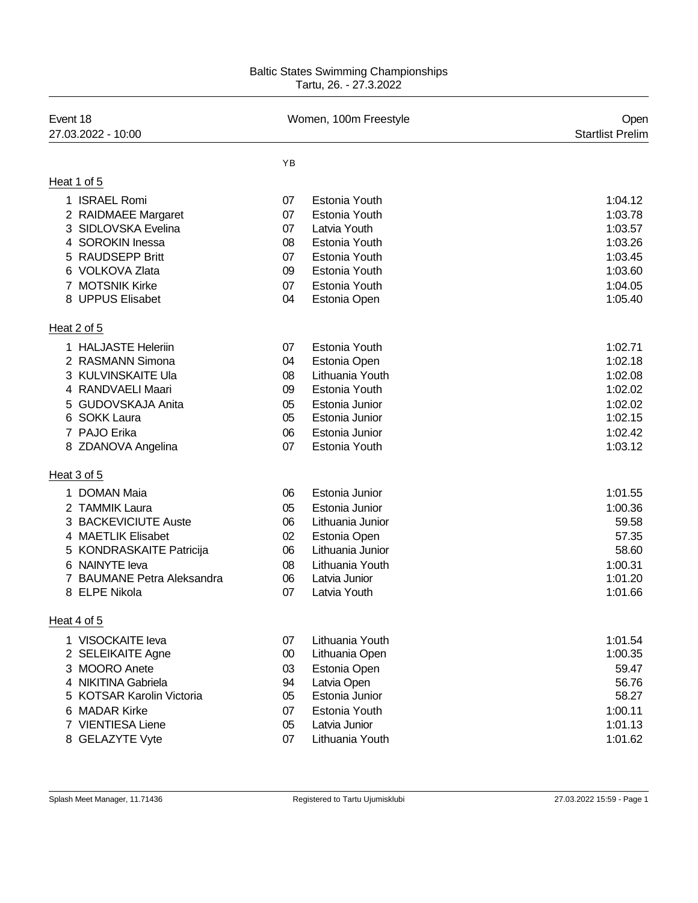# Baltic States Swimming Championships

Tartu, 26. - 27.3.2022

| Event 18 | Women, 100m Freestyle | Open |
|---|---|---|
| 27.03.2022 - 10:00 | | Startlist Prelim |

### Heat 1 of 5

| Lane | Name | YB | Team | Entry Time |
|---|---|---|---|---|
| 1 | ISRAEL Romi | 07 | Estonia Youth | 1:04.12 |
| 2 | RAIDMAEE Margaret | 07 | Estonia Youth | 1:03.78 |
| 3 | SIDLOVSKA Evelina | 07 | Latvia Youth | 1:03.57 |
| 4 | SOROKIN Inessa | 08 | Estonia Youth | 1:03.26 |
| 5 | RAUDSEPP Britt | 07 | Estonia Youth | 1:03.45 |
| 6 | VOLKOVA Zlata | 09 | Estonia Youth | 1:03.60 |
| 7 | MOTSNIK Kirke | 07 | Estonia Youth | 1:04.05 |
| 8 | UPPUS Elisabet | 04 | Estonia Open | 1:05.40 |

### Heat 2 of 5

| Lane | Name | YB | Team | Entry Time |
|---|---|---|---|---|
| 1 | HALJASTE Heleriin | 07 | Estonia Youth | 1:02.71 |
| 2 | RASMANN Simona | 04 | Estonia Open | 1:02.18 |
| 3 | KULVINSKAITE Ula | 08 | Lithuania Youth | 1:02.08 |
| 4 | RANDVAELI Maari | 09 | Estonia Youth | 1:02.02 |
| 5 | GUDOVSKAJA Anita | 05 | Estonia Junior | 1:02.02 |
| 6 | SOKK Laura | 05 | Estonia Junior | 1:02.15 |
| 7 | PAJO Erika | 06 | Estonia Junior | 1:02.42 |
| 8 | ZDANOVA Angelina | 07 | Estonia Youth | 1:03.12 |

### Heat 3 of 5

| Lane | Name | YB | Team | Entry Time |
|---|---|---|---|---|
| 1 | DOMAN Maia | 06 | Estonia Junior | 1:01.55 |
| 2 | TAMMIK Laura | 05 | Estonia Junior | 1:00.36 |
| 3 | BACKEVICIUTE Auste | 06 | Lithuania Junior | 59.58 |
| 4 | MAETLIK Elisabet | 02 | Estonia Open | 57.35 |
| 5 | KONDRASKAITE Patricija | 06 | Lithuania Junior | 58.60 |
| 6 | NAINYTE Ieva | 08 | Lithuania Youth | 1:00.31 |
| 7 | BAUMANE Petra Aleksandra | 06 | Latvia Junior | 1:01.20 |
| 8 | ELPE Nikola | 07 | Latvia Youth | 1:01.66 |

### Heat 4 of 5

| Lane | Name | YB | Team | Entry Time |
|---|---|---|---|---|
| 1 | VISOCKAITE Ieva | 07 | Lithuania Youth | 1:01.54 |
| 2 | SELEIKAITE Agne | 00 | Lithuania Open | 1:00.35 |
| 3 | MOORO Anete | 03 | Estonia Open | 59.47 |
| 4 | NIKITINA Gabriela | 94 | Latvia Open | 56.76 |
| 5 | KOTSAR Karolin Victoria | 05 | Estonia Junior | 58.27 |
| 6 | MADAR Kirke | 07 | Estonia Youth | 1:00.11 |
| 7 | VIENTIESA Liene | 05 | Latvia Junior | 1:01.13 |
| 8 | GELAZYTE Vyte | 07 | Lithuania Youth | 1:01.62 |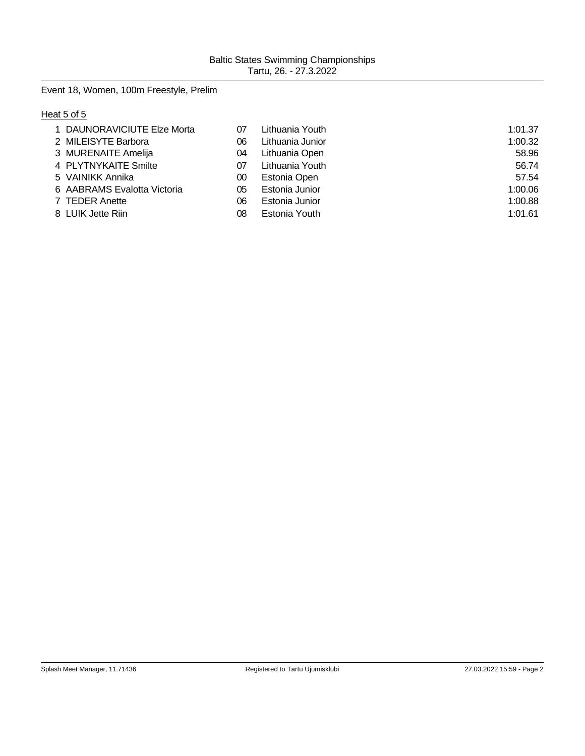Baltic States Swimming Championships
Tartu, 26. - 27.3.2022

Event 18, Women, 100m Freestyle, Prelim

Heat 5 of 5

| | | | | |
|---|---|---|---|---|
| 1 | DAUNORAVICIUTE Elze Morta | 07 | Lithuania Youth | 1:01.37 |
| 2 | MILEISYTE Barbora | 06 | Lithuania Junior | 1:00.32 |
| 3 | MURENAITE Amelija | 04 | Lithuania Open | 58.96 |
| 4 | PLYTNYKAITE Smilte | 07 | Lithuania Youth | 56.74 |
| 5 | VAINIKK Annika | 00 | Estonia Open | 57.54 |
| 6 | AABRAMS Evalotta Victoria | 05 | Estonia Junior | 1:00.06 |
| 7 | TEDER Anette | 06 | Estonia Junior | 1:00.88 |
| 8 | LUIK Jette Riin | 08 | Estonia Youth | 1:01.61 |